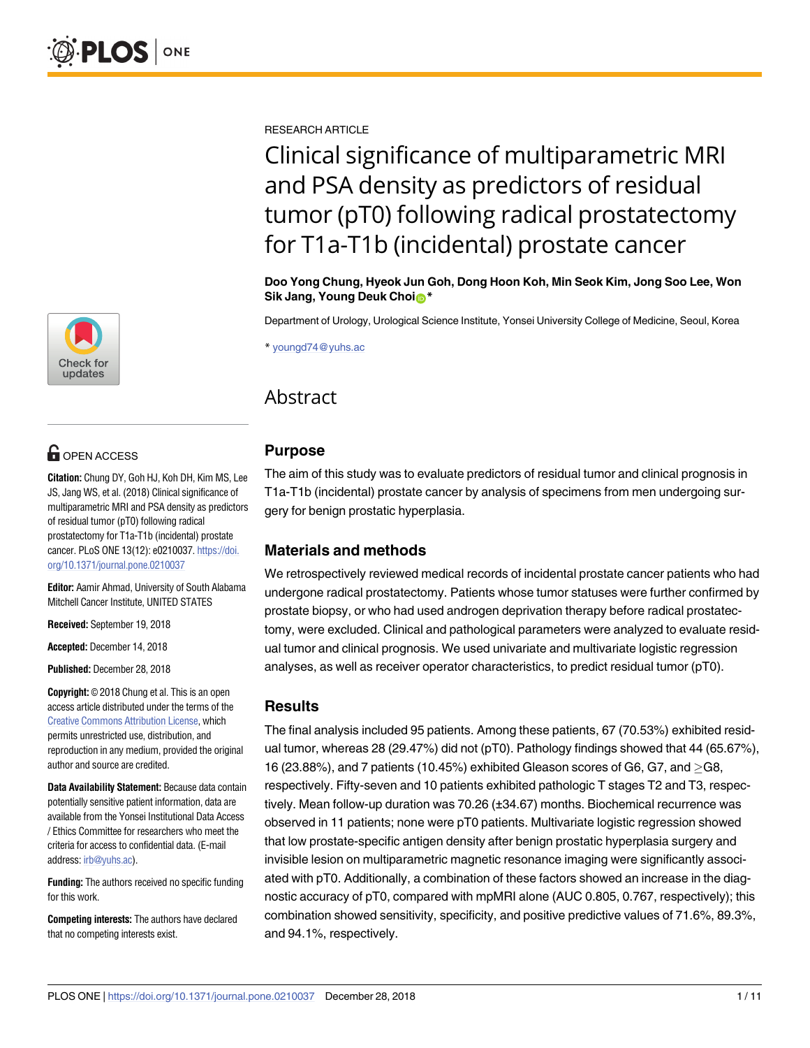RESEARCH ARTICLE

# Clinical significance of multiparametric MRI and PSA density as predictors of residual tumor (pT0) following radical prostatectomy for T1a-T1b (incidental) prostate cancer

**Doo Yong Chung, Hyeok Jun Goh, Dong Hoon Koh, Min Seok Kim, Jong Soo Lee, Won Sik Jang, Young Deuk Choi\***

Department of Urology, Urological Science Institute, Yonsei University College of Medicine, Seoul, Korea

\* youngd74@yuhs.ac

OPEN ACCESS

**Citation:** Chung DY, Goh HJ, Koh DH, Kim MS, Lee JS, Jang WS, et al. (2018) Clinical significance of multiparametric MRI and PSA density as predictors of residual tumor (pT0) following radical prostatectomy for T1a-T1b (incidental) prostate cancer. PLoS ONE 13(12): e0210037. https://doi.org/10.1371/journal.pone.0210037

**Editor:** Aamir Ahmad, University of South Alabama Mitchell Cancer Institute, UNITED STATES

**Received:** September 19, 2018

**Accepted:** December 14, 2018

**Published:** December 28, 2018

**Copyright:** © 2018 Chung et al. This is an open access article distributed under the terms of the Creative Commons Attribution License, which permits unrestricted use, distribution, and reproduction in any medium, provided the original author and source are credited.

**Data Availability Statement:** Because data contain potentially sensitive patient information, data are available from the Yonsei Institutional Data Access / Ethics Committee for researchers who meet the criteria for access to confidential data. (E-mail address: irb@yuhs.ac).

**Funding:** The authors received no specific funding for this work.

**Competing interests:** The authors have declared that no competing interests exist.

## Abstract

### Purpose

The aim of this study was to evaluate predictors of residual tumor and clinical prognosis in T1a-T1b (incidental) prostate cancer by analysis of specimens from men undergoing surgery for benign prostatic hyperplasia.

### Materials and methods

We retrospectively reviewed medical records of incidental prostate cancer patients who had undergone radical prostatectomy. Patients whose tumor statuses were further confirmed by prostate biopsy, or who had used androgen deprivation therapy before radical prostatectomy, were excluded. Clinical and pathological parameters were analyzed to evaluate residual tumor and clinical prognosis. We used univariate and multivariate logistic regression analyses, as well as receiver operator characteristics, to predict residual tumor (pT0).

### Results

The final analysis included 95 patients. Among these patients, 67 (70.53%) exhibited residual tumor, whereas 28 (29.47%) did not (pT0). Pathology findings showed that 44 (65.67%), 16 (23.88%), and 7 patients (10.45%) exhibited Gleason scores of G6, G7, and ≥G8, respectively. Fifty-seven and 10 patients exhibited pathologic T stages T2 and T3, respectively. Mean follow-up duration was 70.26 (±34.67) months. Biochemical recurrence was observed in 11 patients; none were pT0 patients. Multivariate logistic regression showed that low prostate-specific antigen density after benign prostatic hyperplasia surgery and invisible lesion on multiparametric magnetic resonance imaging were significantly associated with pT0. Additionally, a combination of these factors showed an increase in the diagnostic accuracy of pT0, compared with mpMRI alone (AUC 0.805, 0.767, respectively); this combination showed sensitivity, specificity, and positive predictive values of 71.6%, 89.3%, and 94.1%, respectively.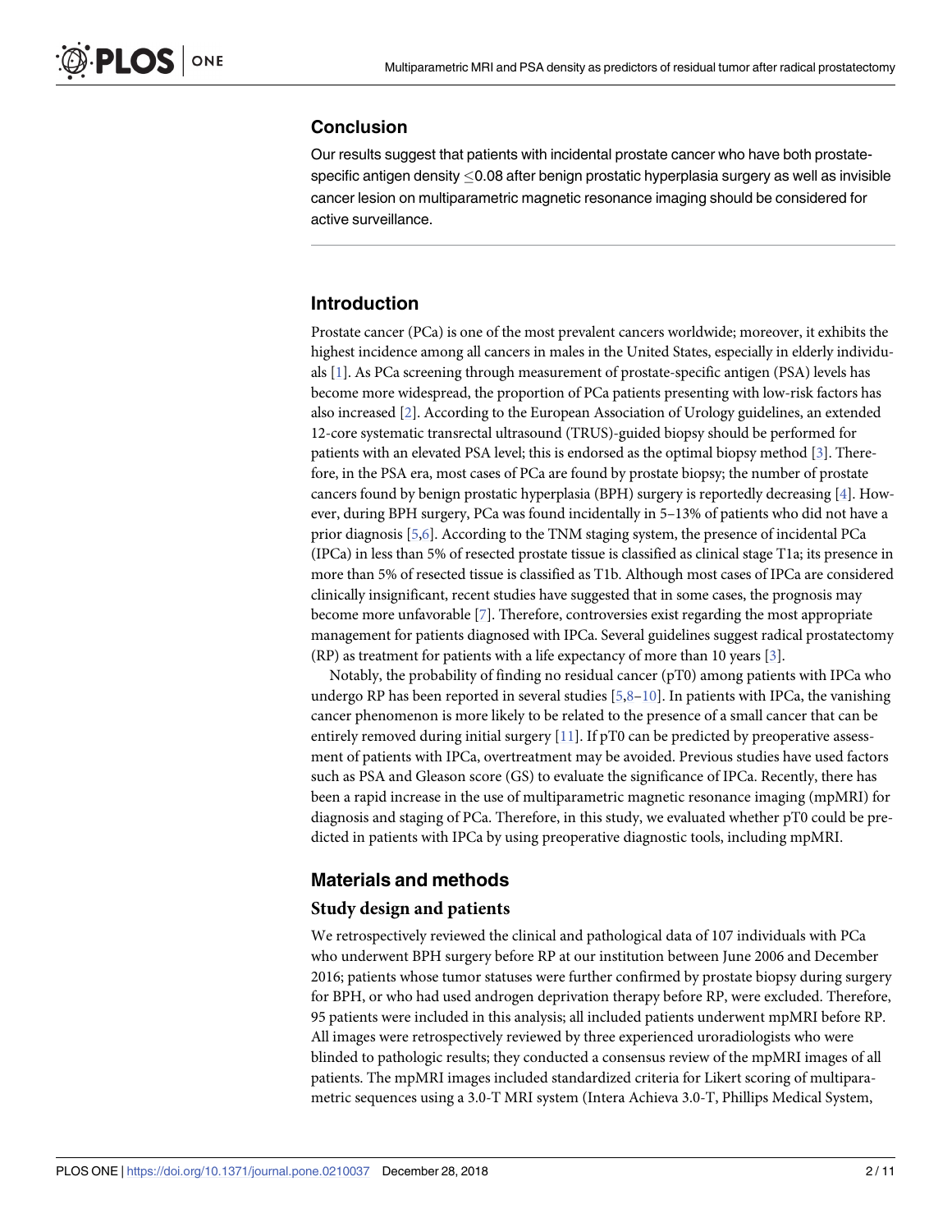## Conclusion

Our results suggest that patients with incidental prostate cancer who have both prostate-specific antigen density $\leq$0.08 after benign prostatic hyperplasia surgery as well as invisible cancer lesion on multiparametric magnetic resonance imaging should be considered for active surveillance.

## Introduction

Prostate cancer (PCa) is one of the most prevalent cancers worldwide; moreover, it exhibits the highest incidence among all cancers in males in the United States, especially in elderly individuals [1]. As PCa screening through measurement of prostate-specific antigen (PSA) levels has become more widespread, the proportion of PCa patients presenting with low-risk factors has also increased [2]. According to the European Association of Urology guidelines, an extended 12-core systematic transrectal ultrasound (TRUS)-guided biopsy should be performed for patients with an elevated PSA level; this is endorsed as the optimal biopsy method [3]. Therefore, in the PSA era, most cases of PCa are found by prostate biopsy; the number of prostate cancers found by benign prostatic hyperplasia (BPH) surgery is reportedly decreasing [4]. However, during BPH surgery, PCa was found incidentally in 5–13% of patients who did not have a prior diagnosis [5,6]. According to the TNM staging system, the presence of incidental PCa (IPCa) in less than 5% of resected prostate tissue is classified as clinical stage T1a; its presence in more than 5% of resected tissue is classified as T1b. Although most cases of IPCa are considered clinically insignificant, recent studies have suggested that in some cases, the prognosis may become more unfavorable [7]. Therefore, controversies exist regarding the most appropriate management for patients diagnosed with IPCa. Several guidelines suggest radical prostatectomy (RP) as treatment for patients with a life expectancy of more than 10 years [3].

Notably, the probability of finding no residual cancer (pT0) among patients with IPCa who undergo RP has been reported in several studies [5,8–10]. In patients with IPCa, the vanishing cancer phenomenon is more likely to be related to the presence of a small cancer that can be entirely removed during initial surgery [11]. If pT0 can be predicted by preoperative assessment of patients with IPCa, overtreatment may be avoided. Previous studies have used factors such as PSA and Gleason score (GS) to evaluate the significance of IPCa. Recently, there has been a rapid increase in the use of multiparametric magnetic resonance imaging (mpMRI) for diagnosis and staging of PCa. Therefore, in this study, we evaluated whether pT0 could be predicted in patients with IPCa by using preoperative diagnostic tools, including mpMRI.

## Materials and methods

### Study design and patients

We retrospectively reviewed the clinical and pathological data of 107 individuals with PCa who underwent BPH surgery before RP at our institution between June 2006 and December 2016; patients whose tumor statuses were further confirmed by prostate biopsy during surgery for BPH, or who had used androgen deprivation therapy before RP, were excluded. Therefore, 95 patients were included in this analysis; all included patients underwent mpMRI before RP. All images were retrospectively reviewed by three experienced uroradiologists who were blinded to pathologic results; they conducted a consensus review of the mpMRI images of all patients. The mpMRI images included standardized criteria for Likert scoring of multiparametric sequences using a 3.0-T MRI system (Intera Achieva 3.0-T, Phillips Medical System,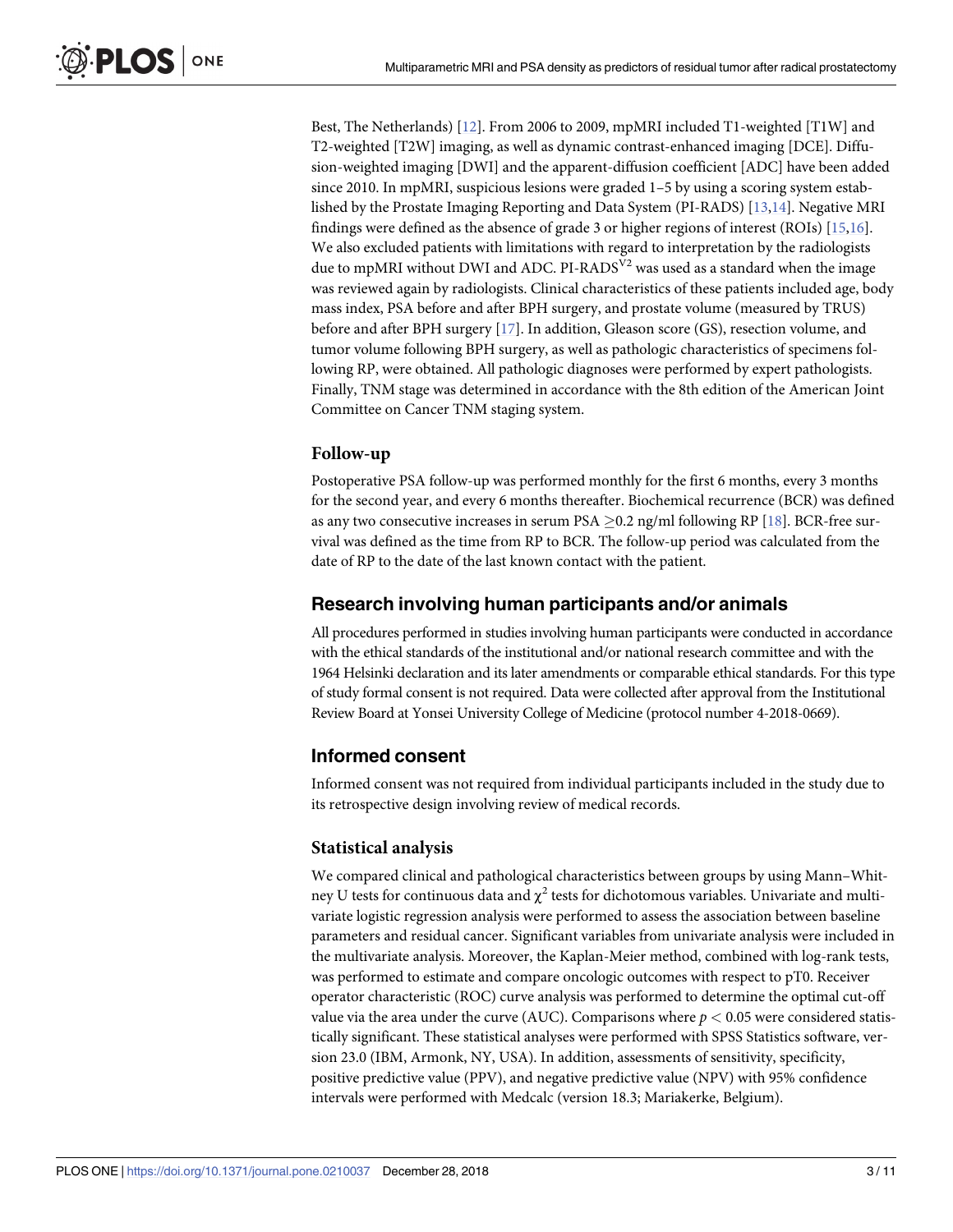Best, The Netherlands) [12]. From 2006 to 2009, mpMRI included T1-weighted [T1W] and T2-weighted [T2W] imaging, as well as dynamic contrast-enhanced imaging [DCE]. Diffusion-weighted imaging [DWI] and the apparent-diffusion coefficient [ADC] have been added since 2010. In mpMRI, suspicious lesions were graded 1–5 by using a scoring system established by the Prostate Imaging Reporting and Data System (PI-RADS) [13,14]. Negative MRI findings were defined as the absence of grade 3 or higher regions of interest (ROIs) [15,16]. We also excluded patients with limitations with regard to interpretation by the radiologists due to mpMRI without DWI and ADC. PI-RADS$^{V2}$ was used as a standard when the image was reviewed again by radiologists. Clinical characteristics of these patients included age, body mass index, PSA before and after BPH surgery, and prostate volume (measured by TRUS) before and after BPH surgery [17]. In addition, Gleason score (GS), resection volume, and tumor volume following BPH surgery, as well as pathologic characteristics of specimens following RP, were obtained. All pathologic diagnoses were performed by expert pathologists. Finally, TNM stage was determined in accordance with the 8th edition of the American Joint Committee on Cancer TNM staging system.

### Follow-up

Postoperative PSA follow-up was performed monthly for the first 6 months, every 3 months for the second year, and every 6 months thereafter. Biochemical recurrence (BCR) was defined as any two consecutive increases in serum PSA $\geq$0.2 ng/ml following RP [18]. BCR-free survival was defined as the time from RP to BCR. The follow-up period was calculated from the date of RP to the date of the last known contact with the patient.

## Research involving human participants and/or animals

All procedures performed in studies involving human participants were conducted in accordance with the ethical standards of the institutional and/or national research committee and with the 1964 Helsinki declaration and its later amendments or comparable ethical standards. For this type of study formal consent is not required. Data were collected after approval from the Institutional Review Board at Yonsei University College of Medicine (protocol number 4-2018-0669).

## Informed consent

Informed consent was not required from individual participants included in the study due to its retrospective design involving review of medical records.

### Statistical analysis

We compared clinical and pathological characteristics between groups by using Mann–Whitney U tests for continuous data and $\chi^2$ tests for dichotomous variables. Univariate and multivariate logistic regression analysis were performed to assess the association between baseline parameters and residual cancer. Significant variables from univariate analysis were included in the multivariate analysis. Moreover, the Kaplan-Meier method, combined with log-rank tests, was performed to estimate and compare oncologic outcomes with respect to pT0. Receiver operator characteristic (ROC) curve analysis was performed to determine the optimal cut-off value via the area under the curve (AUC). Comparisons where $p < 0.05$ were considered statistically significant. These statistical analyses were performed with SPSS Statistics software, version 23.0 (IBM, Armonk, NY, USA). In addition, assessments of sensitivity, specificity, positive predictive value (PPV), and negative predictive value (NPV) with 95% confidence intervals were performed with Medcalc (version 18.3; Mariakerke, Belgium).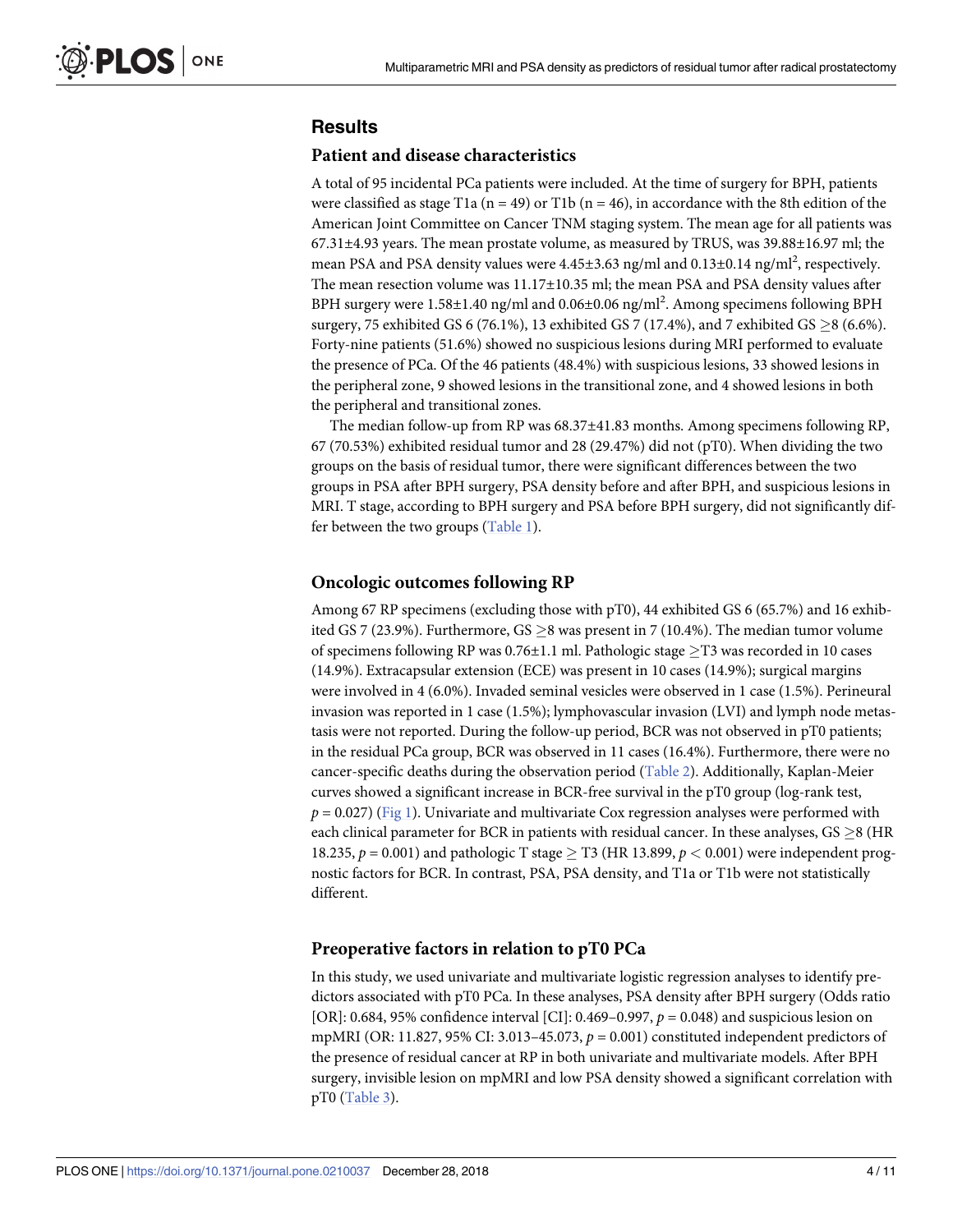## Results

### Patient and disease characteristics

A total of 95 incidental PCa patients were included. At the time of surgery for BPH, patients were classified as stage T1a (n = 49) or T1b (n = 46), in accordance with the 8th edition of the American Joint Committee on Cancer TNM staging system. The mean age for all patients was 67.31±4.93 years. The mean prostate volume, as measured by TRUS, was 39.88±16.97 ml; the mean PSA and PSA density values were 4.45±3.63 ng/ml and 0.13±0.14 ng/ml$^2$, respectively. The mean resection volume was 11.17±10.35 ml; the mean PSA and PSA density values after BPH surgery were 1.58±1.40 ng/ml and 0.06±0.06 ng/ml$^2$. Among specimens following BPH surgery, 75 exhibited GS 6 (76.1%), 13 exhibited GS 7 (17.4%), and 7 exhibited GS ≥8 (6.6%). Forty-nine patients (51.6%) showed no suspicious lesions during MRI performed to evaluate the presence of PCa. Of the 46 patients (48.4%) with suspicious lesions, 33 showed lesions in the peripheral zone, 9 showed lesions in the transitional zone, and 4 showed lesions in both the peripheral and transitional zones.

The median follow-up from RP was 68.37±41.83 months. Among specimens following RP, 67 (70.53%) exhibited residual tumor and 28 (29.47%) did not (pT0). When dividing the two groups on the basis of residual tumor, there were significant differences between the two groups in PSA after BPH surgery, PSA density before and after BPH, and suspicious lesions in MRI. T stage, according to BPH surgery and PSA before BPH surgery, did not significantly differ between the two groups (Table 1).

### Oncologic outcomes following RP

Among 67 RP specimens (excluding those with pT0), 44 exhibited GS 6 (65.7%) and 16 exhibited GS 7 (23.9%). Furthermore, GS ≥8 was present in 7 (10.4%). The median tumor volume of specimens following RP was 0.76±1.1 ml. Pathologic stage ≥T3 was recorded in 10 cases (14.9%). Extracapsular extension (ECE) was present in 10 cases (14.9%); surgical margins were involved in 4 (6.0%). Invaded seminal vesicles were observed in 1 case (1.5%). Perineural invasion was reported in 1 case (1.5%); lymphovascular invasion (LVI) and lymph node metastasis were not reported. During the follow-up period, BCR was not observed in pT0 patients; in the residual PCa group, BCR was observed in 11 cases (16.4%). Furthermore, there were no cancer-specific deaths during the observation period (Table 2). Additionally, Kaplan-Meier curves showed a significant increase in BCR-free survival in the pT0 group (log-rank test, $p = 0.027$) (Fig 1). Univariate and multivariate Cox regression analyses were performed with each clinical parameter for BCR in patients with residual cancer. In these analyses, GS ≥8 (HR 18.235, $p = 0.001$) and pathologic T stage ≥ T3 (HR 13.899, $p < 0.001$) were independent prognostic factors for BCR. In contrast, PSA, PSA density, and T1a or T1b were not statistically different.

### Preoperative factors in relation to pT0 PCa

In this study, we used univariate and multivariate logistic regression analyses to identify predictors associated with pT0 PCa. In these analyses, PSA density after BPH surgery (Odds ratio [OR]: 0.684, 95% confidence interval [CI]: 0.469–0.997, $p = 0.048$) and suspicious lesion on mpMRI (OR: 11.827, 95% CI: 3.013–45.073, $p = 0.001$) constituted independent predictors of the presence of residual cancer at RP in both univariate and multivariate models. After BPH surgery, invisible lesion on mpMRI and low PSA density showed a significant correlation with pT0 (Table 3).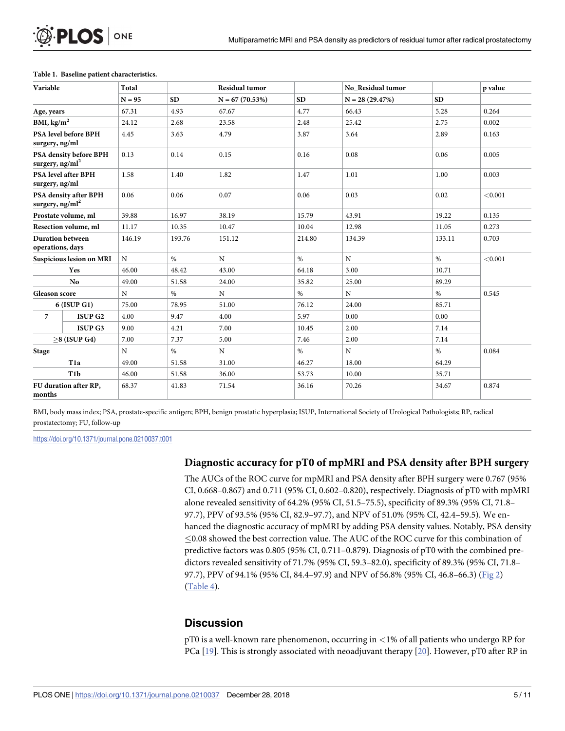**Table 1. Baseline patient characteristics.**

| Variable | | Total | | Residual tumor | | No_Residual tumor | | p value |
|---|---|---|---|---|---|---|---|---|
| | | N = 95 | SD | N = 67 (70.53%) | SD | N = 28 (29.47%) | SD | |
| Age, years | | 67.31 | 4.93 | 67.67 | 4.77 | 66.43 | 5.28 | 0.264 |
| BMI, kg/m$^2$ | | 24.12 | 2.68 | 23.58 | 2.48 | 25.42 | 2.75 | 0.002 |
| PSA level before BPH surgery, ng/ml | | 4.45 | 3.63 | 4.79 | 3.87 | 3.64 | 2.89 | 0.163 |
| PSA density before BPH surgery, ng/ml$^2$ | | 0.13 | 0.14 | 0.15 | 0.16 | 0.08 | 0.06 | 0.005 |
| PSA level after BPH surgery, ng/ml | | 1.58 | 1.40 | 1.82 | 1.47 | 1.01 | 1.00 | 0.003 |
| PSA density after BPH surgery, ng/ml$^2$ | | 0.06 | 0.06 | 0.07 | 0.06 | 0.03 | 0.02 | <0.001 |
| Prostate volume, ml | | 39.88 | 16.97 | 38.19 | 15.79 | 43.91 | 19.22 | 0.135 |
| Resection volume, ml | | 11.17 | 10.35 | 10.47 | 10.04 | 12.98 | 11.05 | 0.273 |
| Duration between operations, days | | 146.19 | 193.76 | 151.12 | 214.80 | 134.39 | 133.11 | 0.703 |
| Suspicious lesion on MRI | | N | % | N | % | N | % | <0.001 |
| Yes | | 46.00 | 48.42 | 43.00 | 64.18 | 3.00 | 10.71 | |
| No | | 49.00 | 51.58 | 24.00 | 35.82 | 25.00 | 89.29 | |
| Gleason score | | N | % | N | % | N | % | 0.545 |
| 6 (ISUP G1) | | 75.00 | 78.95 | 51.00 | 76.12 | 24.00 | 85.71 | |
| 7 | ISUP G2 | 4.00 | 9.47 | 4.00 | 5.97 | 0.00 | 0.00 | |
| | ISUP G3 | 9.00 | 4.21 | 7.00 | 10.45 | 2.00 | 7.14 | |
| ≥8 (ISUP G4) | | 7.00 | 7.37 | 5.00 | 7.46 | 2.00 | 7.14 | |
| Stage | | N | % | N | % | N | % | 0.084 |
| T1a | | 49.00 | 51.58 | 31.00 | 46.27 | 18.00 | 64.29 | |
| T1b | | 46.00 | 51.58 | 36.00 | 53.73 | 10.00 | 35.71 | |
| FU duration after RP, months | | 68.37 | 41.83 | 71.54 | 36.16 | 70.26 | 34.67 | 0.874 |

BMI, body mass index; PSA, prostate-specific antigen; BPH, benign prostatic hyperplasia; ISUP, International Society of Urological Pathologists; RP, radical prostatectomy; FU, follow-up

https://doi.org/10.1371/journal.pone.0210037.t001

## Diagnostic accuracy for pT0 of mpMRI and PSA density after BPH surgery

The AUCs of the ROC curve for mpMRI and PSA density after BPH surgery were 0.767 (95% CI, 0.668–0.867) and 0.711 (95% CI, 0.602–0.820), respectively. Diagnosis of pT0 with mpMRI alone revealed sensitivity of 64.2% (95% CI, 51.5–75.5), specificity of 89.3% (95% CI, 71.8–97.7), PPV of 93.5% (95% CI, 82.9–97.7), and NPV of 51.0% (95% CI, 42.4–59.5). We enhanced the diagnostic accuracy of mpMRI by adding PSA density values. Notably, PSA density ≤0.08 showed the best correction value. The AUC of the ROC curve for this combination of predictive factors was 0.805 (95% CI, 0.711–0.879). Diagnosis of pT0 with the combined predictors revealed sensitivity of 71.7% (95% CI, 59.3–82.0), specificity of 89.3% (95% CI, 71.8–97.7), PPV of 94.1% (95% CI, 84.4–97.9) and NPV of 56.8% (95% CI, 46.8–66.3) (Fig 2) (Table 4).

## Discussion

pT0 is a well-known rare phenomenon, occurring in <1% of all patients who undergo RP for PCa [19]. This is strongly associated with neoadjuvant therapy [20]. However, pT0 after RP in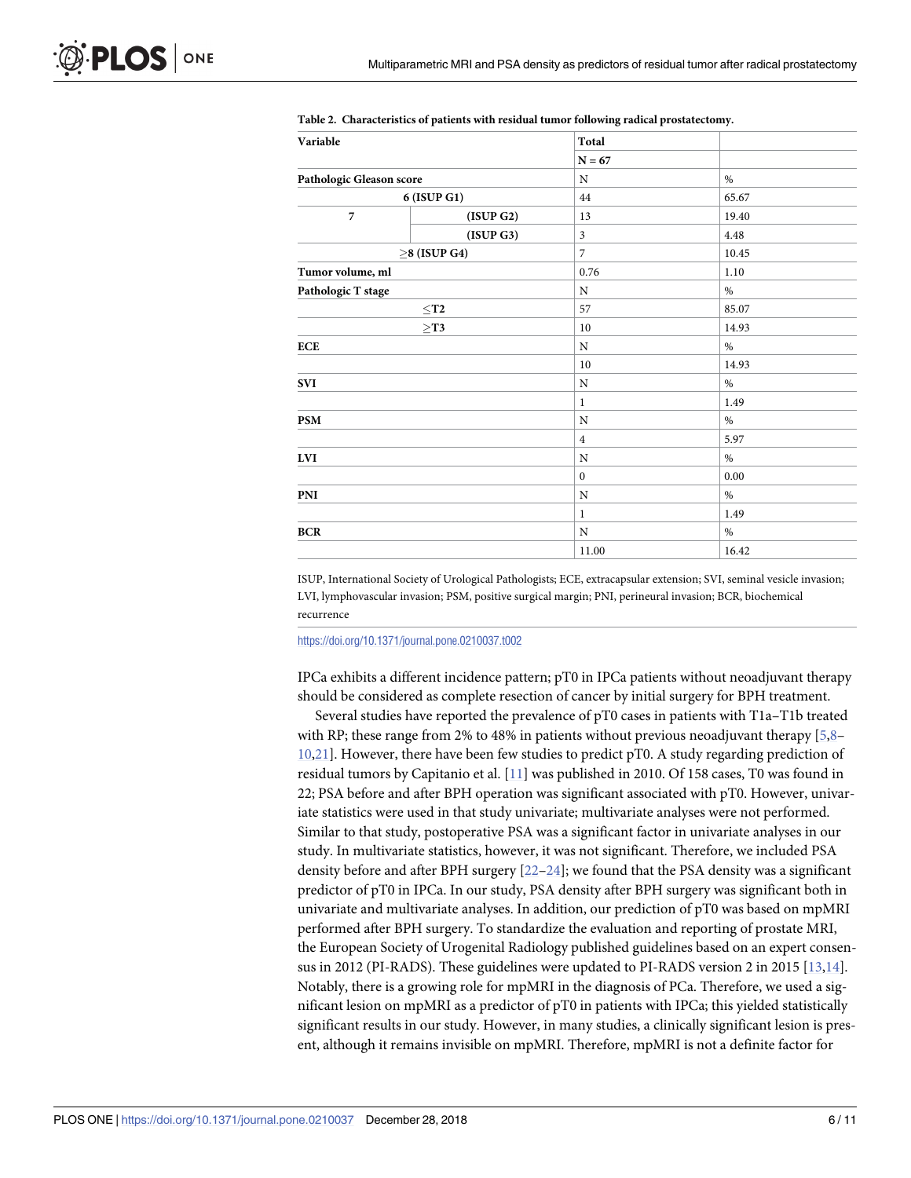**Table 2. Characteristics of patients with residual tumor following radical prostatectomy.**

| Variable | | Total | |
|---|---|---|---|
| | | N = 67 | |
| **Pathologic Gleason score** | | N | % |
| 6 (ISUP G1) | | 44 | 65.67 |
| 7 | (ISUP G2) | 13 | 19.40 |
| | (ISUP G3) | 3 | 4.48 |
| ≥8 (ISUP G4) | | 7 | 10.45 |
| **Tumor volume, ml** | | 0.76 | 1.10 |
| **Pathologic T stage** | | N | % |
| ≤T2 | | 57 | 85.07 |
| ≥T3 | | 10 | 14.93 |
| **ECE** | | N | % |
| | | 10 | 14.93 |
| **SVI** | | N | % |
| | | 1 | 1.49 |
| **PSM** | | N | % |
| | | 4 | 5.97 |
| **LVI** | | N | % |
| | | 0 | 0.00 |
| **PNI** | | N | % |
| | | 1 | 1.49 |
| **BCR** | | N | % |
| | | 11.00 | 16.42 |

ISUP, International Society of Urological Pathologists; ECE, extracapsular extension; SVI, seminal vesicle invasion; LVI, lymphovascular invasion; PSM, positive surgical margin; PNI, perineural invasion; BCR, biochemical recurrence

https://doi.org/10.1371/journal.pone.0210037.t002

IPCa exhibits a different incidence pattern; pT0 in IPCa patients without neoadjuvant therapy should be considered as complete resection of cancer by initial surgery for BPH treatment.

Several studies have reported the prevalence of pT0 cases in patients with T1a–T1b treated with RP; these range from 2% to 48% in patients without previous neoadjuvant therapy [5,8–10,21]. However, there have been few studies to predict pT0. A study regarding prediction of residual tumors by Capitanio et al. [11] was published in 2010. Of 158 cases, T0 was found in 22; PSA before and after BPH operation was significant associated with pT0. However, univariate statistics were used in that study univariate; multivariate analyses were not performed. Similar to that study, postoperative PSA was a significant factor in univariate analyses in our study. In multivariate statistics, however, it was not significant. Therefore, we included PSA density before and after BPH surgery [22–24]; we found that the PSA density was a significant predictor of pT0 in IPCa. In our study, PSA density after BPH surgery was significant both in univariate and multivariate analyses. In addition, our prediction of pT0 was based on mpMRI performed after BPH surgery. To standardize the evaluation and reporting of prostate MRI, the European Society of Urogenital Radiology published guidelines based on an expert consensus in 2012 (PI-RADS). These guidelines were updated to PI-RADS version 2 in 2015 [13,14]. Notably, there is a growing role for mpMRI in the diagnosis of PCa. Therefore, we used a significant lesion on mpMRI as a predictor of pT0 in patients with IPCa; this yielded statistically significant results in our study. However, in many studies, a clinically significant lesion is present, although it remains invisible on mpMRI. Therefore, mpMRI is not a definite factor for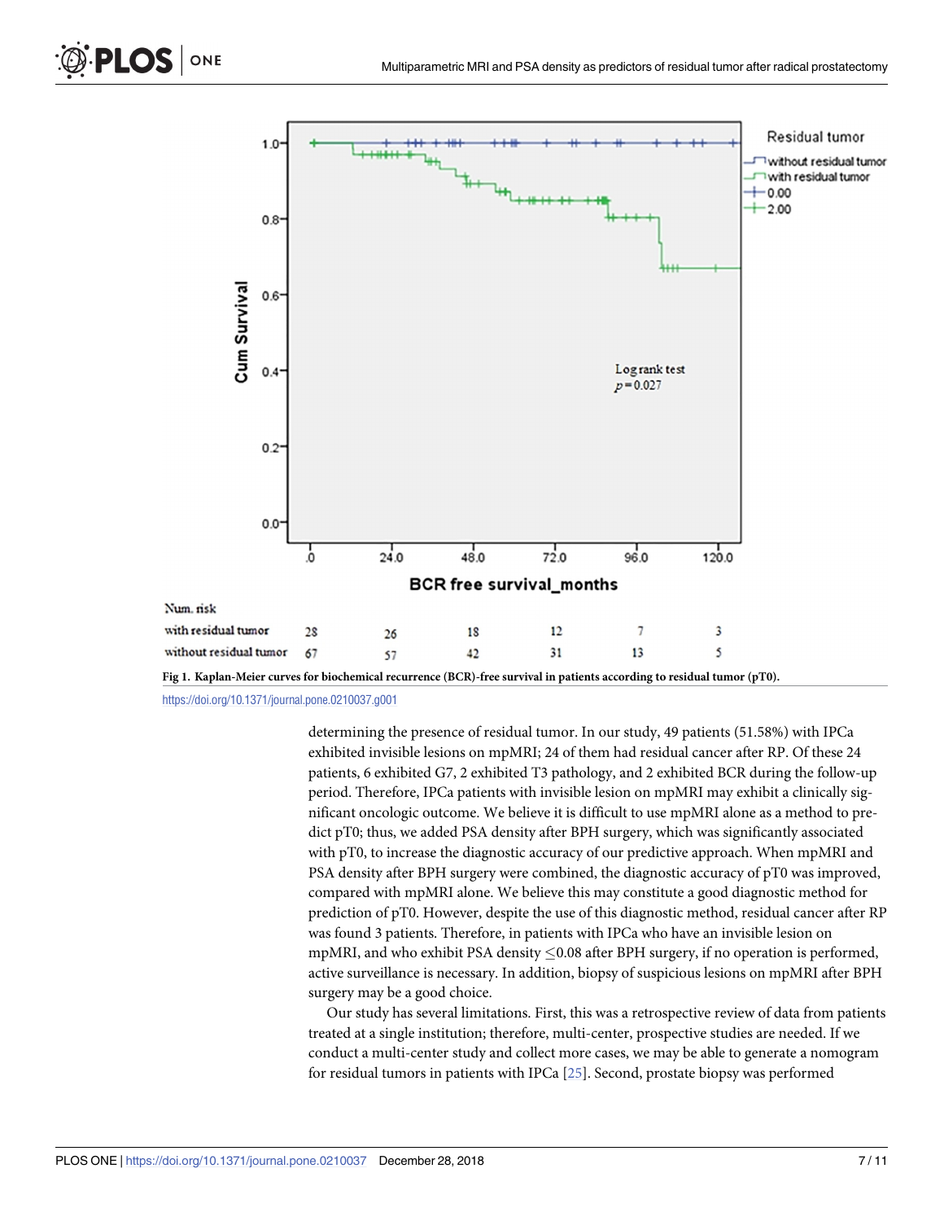Fig 1. Kaplan-Meier curves for biochemical recurrence (BCR)-free survival in patients according to residual tumor (pT0).

https://doi.org/10.1371/journal.pone.0210037.g001

determining the presence of residual tumor. In our study, 49 patients (51.58%) with IPCa exhibited invisible lesions on mpMRI; 24 of them had residual cancer after RP. Of these 24 patients, 6 exhibited G7, 2 exhibited T3 pathology, and 2 exhibited BCR during the follow-up period. Therefore, IPCa patients with invisible lesion on mpMRI may exhibit a clinically significant oncologic outcome. We believe it is difficult to use mpMRI alone as a method to predict pT0; thus, we added PSA density after BPH surgery, which was significantly associated with pT0, to increase the diagnostic accuracy of our predictive approach. When mpMRI and PSA density after BPH surgery were combined, the diagnostic accuracy of pT0 was improved, compared with mpMRI alone. We believe this may constitute a good diagnostic method for prediction of pT0. However, despite the use of this diagnostic method, residual cancer after RP was found 3 patients. Therefore, in patients with IPCa who have an invisible lesion on mpMRI, and who exhibit PSA density $\leq$0.08 after BPH surgery, if no operation is performed, active surveillance is necessary. In addition, biopsy of suspicious lesions on mpMRI after BPH surgery may be a good choice.

Our study has several limitations. First, this was a retrospective review of data from patients treated at a single institution; therefore, multi-center, prospective studies are needed. If we conduct a multi-center study and collect more cases, we may be able to generate a nomogram for residual tumors in patients with IPCa [25]. Second, prostate biopsy was performed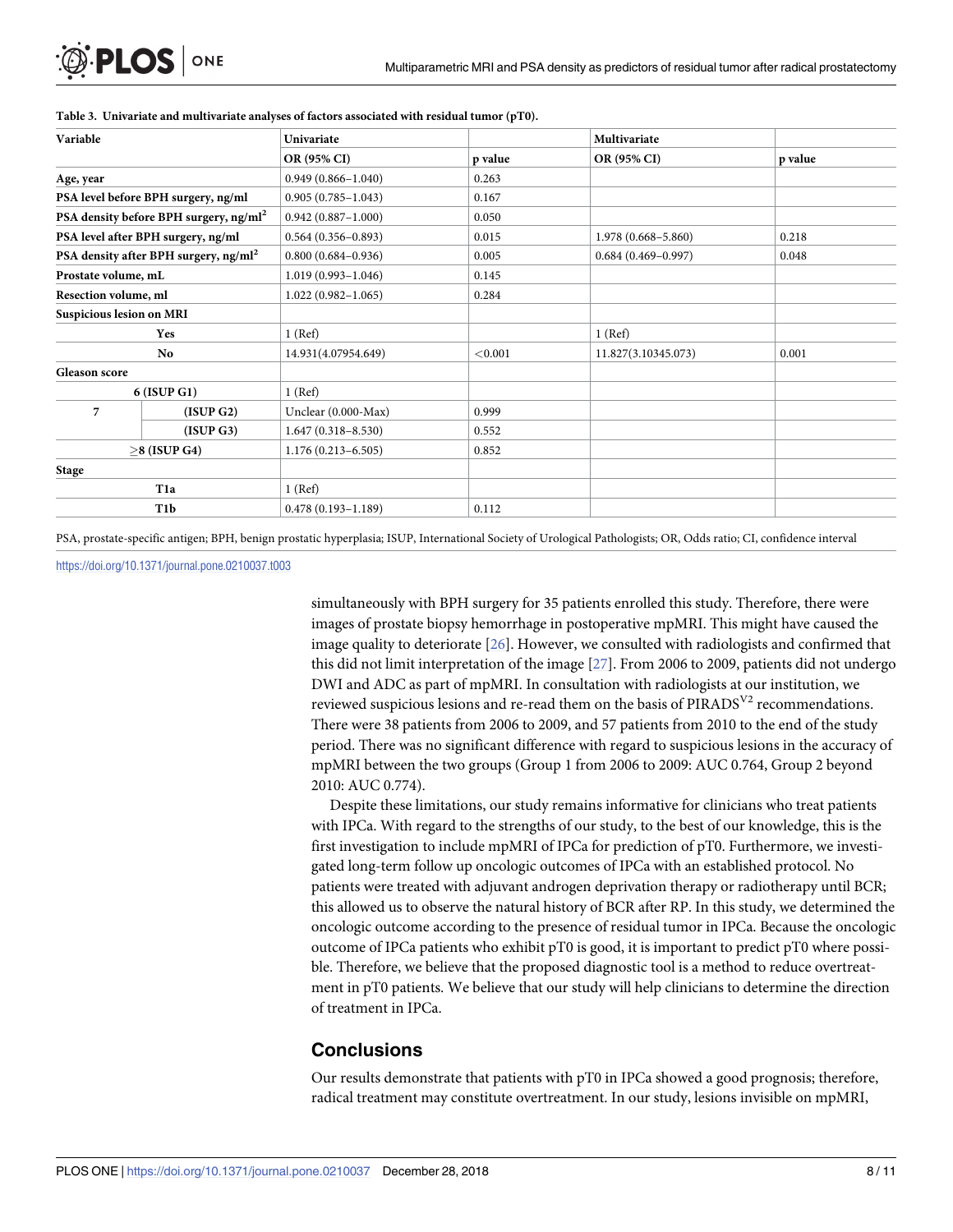**Table 3. Univariate and multivariate analyses of factors associated with residual tumor (pT0).**

| Variable | | Univariate | | Multivariate | |
|---|---|---|---|---|---|
| | | OR (95% CI) | p value | OR (95% CI) | p value |
| **Age, year** | | 0.949 (0.866–1.040) | 0.263 | | |
| **PSA level before BPH surgery, ng/ml** | | 0.905 (0.785–1.043) | 0.167 | | |
| **PSA density before BPH surgery, ng/ml²** | | 0.942 (0.887–1.000) | 0.050 | | |
| **PSA level after BPH surgery, ng/ml** | | 0.564 (0.356–0.893) | 0.015 | 1.978 (0.668–5.860) | 0.218 |
| **PSA density after BPH surgery, ng/ml²** | | 0.800 (0.684–0.936) | 0.005 | 0.684 (0.469–0.997) | 0.048 |
| **Prostate volume, mL** | | 1.019 (0.993–1.046) | 0.145 | | |
| **Resection volume, ml** | | 1.022 (0.982–1.065) | 0.284 | | |
| **Suspicious lesion on MRI** | | | | | |
| **Yes** | | 1 (Ref) | | 1 (Ref) | |
| **No** | | 14.931(4.07954.649) | <0.001 | 11.827(3.10345.073) | 0.001 |
| **Gleason score** | | | | | |
| **6 (ISUP G1)** | | 1 (Ref) | | | |
| **7** | **(ISUP G2)** | Unclear (0.000–Max) | 0.999 | | |
| | **(ISUP G3)** | 1.647 (0.318–8.530) | 0.552 | | |
| **≥8 (ISUP G4)** | | 1.176 (0.213–6.505) | 0.852 | | |
| **Stage** | | | | | |
| **T1a** | | 1 (Ref) | | | |
| **T1b** | | 0.478 (0.193–1.189) | 0.112 | | |

PSA, prostate-specific antigen; BPH, benign prostatic hyperplasia; ISUP, International Society of Urological Pathologists; OR, Odds ratio; CI, confidence interval

https://doi.org/10.1371/journal.pone.0210037.t003

simultaneously with BPH surgery for 35 patients enrolled this study. Therefore, there were images of prostate biopsy hemorrhage in postoperative mpMRI. This might have caused the image quality to deteriorate [26]. However, we consulted with radiologists and confirmed that this did not limit interpretation of the image [27]. From 2006 to 2009, patients did not undergo DWI and ADC as part of mpMRI. In consultation with radiologists at our institution, we reviewed suspicious lesions and re-read them on the basis of PIRADS$^{V2}$ recommendations. There were 38 patients from 2006 to 2009, and 57 patients from 2010 to the end of the study period. There was no significant difference with regard to suspicious lesions in the accuracy of mpMRI between the two groups (Group 1 from 2006 to 2009: AUC 0.764, Group 2 beyond 2010: AUC 0.774).

Despite these limitations, our study remains informative for clinicians who treat patients with IPCa. With regard to the strengths of our study, to the best of our knowledge, this is the first investigation to include mpMRI of IPCa for prediction of pT0. Furthermore, we investigated long-term follow up oncologic outcomes of IPCa with an established protocol. No patients were treated with adjuvant androgen deprivation therapy or radiotherapy until BCR; this allowed us to observe the natural history of BCR after RP. In this study, we determined the oncologic outcome according to the presence of residual tumor in IPCa. Because the oncologic outcome of IPCa patients who exhibit pT0 is good, it is important to predict pT0 where possible. Therefore, we believe that the proposed diagnostic tool is a method to reduce overtreatment in pT0 patients. We believe that our study will help clinicians to determine the direction of treatment in IPCa.

## Conclusions

Our results demonstrate that patients with pT0 in IPCa showed a good prognosis; therefore, radical treatment may constitute overtreatment. In our study, lesions invisible on mpMRI,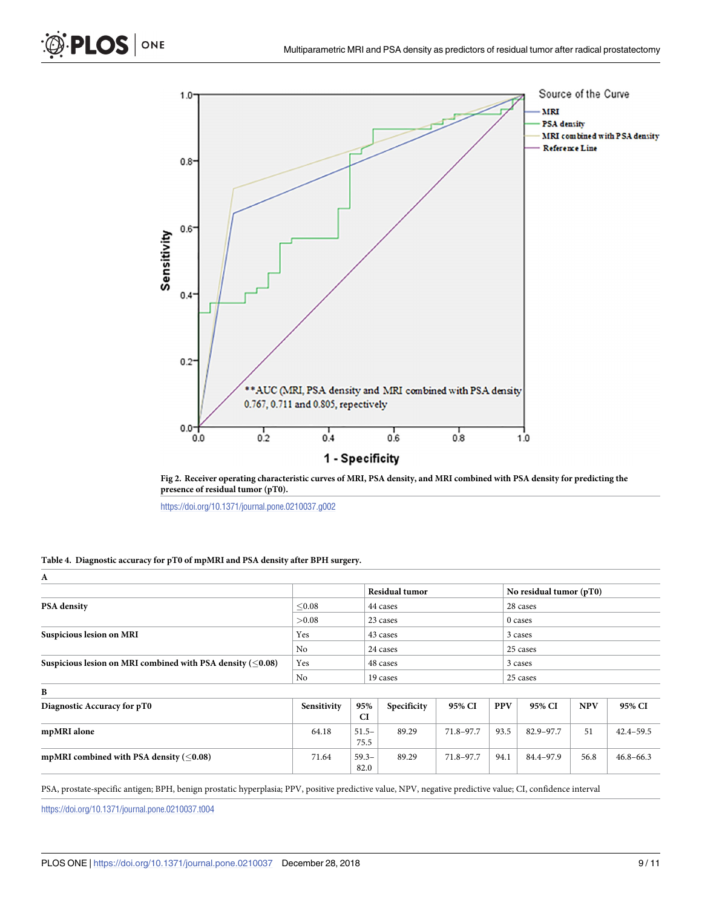Fig 2. Receiver operating characteristic curves of MRI, PSA density, and MRI combined with PSA density for predicting the presence of residual tumor (pT0).

https://doi.org/10.1371/journal.pone.0210037.g002

Table 4. Diagnostic accuracy for pT0 of mpMRI and PSA density after BPH surgery.

**A**

| | | Residual tumor | No residual tumor (pT0) |
|---|---|---|---|
| **PSA density** | ≤0.08 | 44 cases | 28 cases |
| | >0.08 | 23 cases | 0 cases |
| **Suspicious lesion on MRI** | Yes | 43 cases | 3 cases |
| | No | 24 cases | 25 cases |
| **Suspicious lesion on MRI combined with PSA density (≤0.08)** | Yes | 48 cases | 3 cases |
| | No | 19 cases | 25 cases |

**B**

| Diagnostic Accuracy for pT0 | Sensitivity | 95% CI | Specificity | 95% CI | PPV | 95% CI | NPV | 95% CI |
|---|---|---|---|---|---|---|---|---|
| **mpMRI alone** | 64.18 | 51.5–75.5 | 89.29 | 71.8–97.7 | 93.5 | 82.9–97.7 | 51 | 42.4–59.5 |
| **mpMRI combined with PSA density (≤0.08)** | 71.64 | 59.3–82.0 | 89.29 | 71.8–97.7 | 94.1 | 84.4–97.9 | 56.8 | 46.8–66.3 |

PSA, prostate-specific antigen; BPH, benign prostatic hyperplasia; PPV, positive predictive value, NPV, negative predictive value; CI, confidence interval

https://doi.org/10.1371/journal.pone.0210037.t004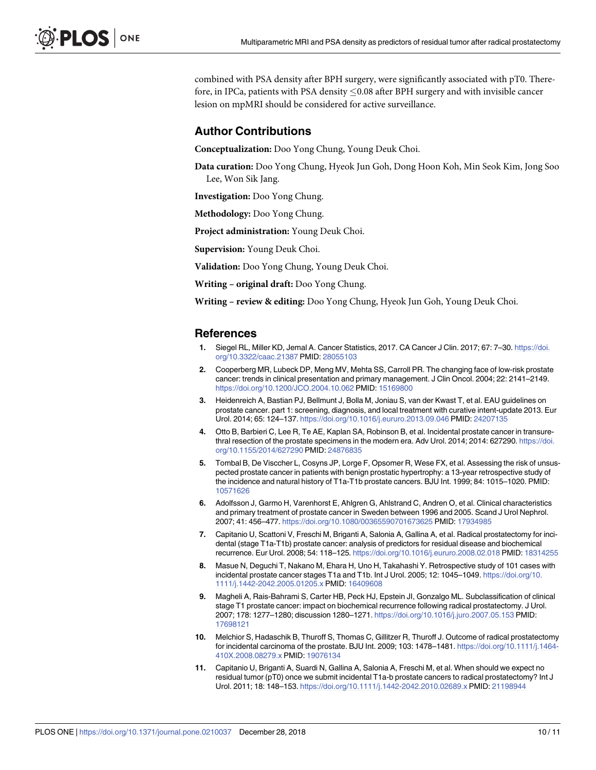combined with PSA density after BPH surgery, were significantly associated with pT0. Therefore, in IPCa, patients with PSA density $\leq$0.08 after BPH surgery and with invisible cancer lesion on mpMRI should be considered for active surveillance.

## Author Contributions

**Conceptualization:** Doo Yong Chung, Young Deuk Choi.

**Data curation:** Doo Yong Chung, Hyeok Jun Goh, Dong Hoon Koh, Min Seok Kim, Jong Soo Lee, Won Sik Jang.

**Investigation:** Doo Yong Chung.

**Methodology:** Doo Yong Chung.

**Project administration:** Young Deuk Choi.

**Supervision:** Young Deuk Choi.

**Validation:** Doo Yong Chung, Young Deuk Choi.

**Writing – original draft:** Doo Yong Chung.

**Writing – review & editing:** Doo Yong Chung, Hyeok Jun Goh, Young Deuk Choi.

## References

1. Siegel RL, Miller KD, Jemal A. Cancer Statistics, 2017. CA Cancer J Clin. 2017; 67: 7–30. https://doi.org/10.3322/caac.21387 PMID: 28055103
2. Cooperberg MR, Lubeck DP, Meng MV, Mehta SS, Carroll PR. The changing face of low-risk prostate cancer: trends in clinical presentation and primary management. J Clin Oncol. 2004; 22: 2141–2149. https://doi.org/10.1200/JCO.2004.10.062 PMID: 15169800
3. Heidenreich A, Bastian PJ, Bellmunt J, Bolla M, Joniau S, van der Kwast T, et al. EAU guidelines on prostate cancer. part 1: screening, diagnosis, and local treatment with curative intent-update 2013. Eur Urol. 2014; 65: 124–137. https://doi.org/10.1016/j.eururo.2013.09.046 PMID: 24207135
4. Otto B, Barbieri C, Lee R, Te AE, Kaplan SA, Robinson B, et al. Incidental prostate cancer in transurethral resection of the prostate specimens in the modern era. Adv Urol. 2014; 2014: 627290. https://doi.org/10.1155/2014/627290 PMID: 24876835
5. Tombal B, De Visccher L, Cosyns JP, Lorge F, Opsomer R, Wese FX, et al. Assessing the risk of unsuspected prostate cancer in patients with benign prostatic hypertrophy: a 13-year retrospective study of the incidence and natural history of T1a-T1b prostate cancers. BJU Int. 1999; 84: 1015–1020. PMID: 10571626
6. Adolfsson J, Garmo H, Varenhorst E, Ahlgren G, Ahlstrand C, Andren O, et al. Clinical characteristics and primary treatment of prostate cancer in Sweden between 1996 and 2005. Scand J Urol Nephrol. 2007; 41: 456–477. https://doi.org/10.1080/00365590701673625 PMID: 17934985
7. Capitanio U, Scattoni V, Freschi M, Briganti A, Salonia A, Gallina A, et al. Radical prostatectomy for incidental (stage T1a-T1b) prostate cancer: analysis of predictors for residual disease and biochemical recurrence. Eur Urol. 2008; 54: 118–125. https://doi.org/10.1016/j.eururo.2008.02.018 PMID: 18314255
8. Masue N, Deguchi T, Nakano M, Ehara H, Uno H, Takahashi Y. Retrospective study of 101 cases with incidental prostate cancer stages T1a and T1b. Int J Urol. 2005; 12: 1045–1049. https://doi.org/10.1111/j.1442-2042.2005.01205.x PMID: 16409608
9. Magheli A, Rais-Bahrami S, Carter HB, Peck HJ, Epstein JI, Gonzalgo ML. Subclassification of clinical stage T1 prostate cancer: impact on biochemical recurrence following radical prostatectomy. J Urol. 2007; 178: 1277–1280; discussion 1280–1271. https://doi.org/10.1016/j.juro.2007.05.153 PMID: 17698121
10. Melchior S, Hadaschik B, Thuroff S, Thomas C, Gillitzer R, Thuroff J. Outcome of radical prostatectomy for incidental carcinoma of the prostate. BJU Int. 2009; 103: 1478–1481. https://doi.org/10.1111/j.1464-410X.2008.08279.x PMID: 19076134
11. Capitanio U, Briganti A, Suardi N, Gallina A, Salonia A, Freschi M, et al. When should we expect no residual tumor (pT0) once we submit incidental T1a-b prostate cancers to radical prostatectomy? Int J Urol. 2011; 18: 148–153. https://doi.org/10.1111/j.1442-2042.2010.02689.x PMID: 21198944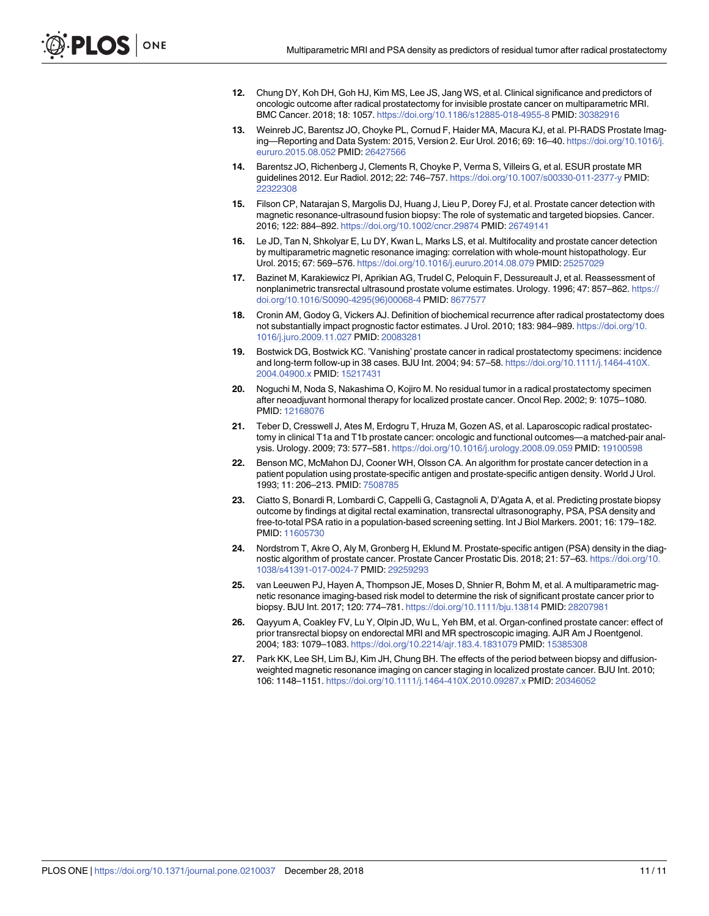12. Chung DY, Koh DH, Goh HJ, Kim MS, Lee JS, Jang WS, et al. Clinical significance and predictors of oncologic outcome after radical prostatectomy for invisible prostate cancer on multiparametric MRI. BMC Cancer. 2018; 18: 1057. https://doi.org/10.1186/s12885-018-4955-8 PMID: 30382916

13. Weinreb JC, Barentsz JO, Choyke PL, Cornud F, Haider MA, Macura KJ, et al. PI-RADS Prostate Imaging—Reporting and Data System: 2015, Version 2. Eur Urol. 2016; 69: 16–40. https://doi.org/10.1016/j.eururo.2015.08.052 PMID: 26427566

14. Barentsz JO, Richenberg J, Clements R, Choyke P, Verma S, Villeirs G, et al. ESUR prostate MR guidelines 2012. Eur Radiol. 2012; 22: 746–757. https://doi.org/10.1007/s00330-011-2377-y PMID: 22322308

15. Filson CP, Natarajan S, Margolis DJ, Huang J, Lieu P, Dorey FJ, et al. Prostate cancer detection with magnetic resonance-ultrasound fusion biopsy: The role of systematic and targeted biopsies. Cancer. 2016; 122: 884–892. https://doi.org/10.1002/cncr.29874 PMID: 26749141

16. Le JD, Tan N, Shkolyar E, Lu DY, Kwan L, Marks LS, et al. Multifocality and prostate cancer detection by multiparametric magnetic resonance imaging: correlation with whole-mount histopathology. Eur Urol. 2015; 67: 569–576. https://doi.org/10.1016/j.eururo.2014.08.079 PMID: 25257029

17. Bazinet M, Karakiewicz PI, Aprikian AG, Trudel C, Peloquin F, Dessureault J, et al. Reassessment of nonplanimetric transrectal ultrasound prostate volume estimates. Urology. 1996; 47: 857–862. https://doi.org/10.1016/S0090-4295(96)00068-4 PMID: 8677577

18. Cronin AM, Godoy G, Vickers AJ. Definition of biochemical recurrence after radical prostatectomy does not substantially impact prognostic factor estimates. J Urol. 2010; 183: 984–989. https://doi.org/10.1016/j.juro.2009.11.027 PMID: 20083281

19. Bostwick DG, Bostwick KC. 'Vanishing' prostate cancer in radical prostatectomy specimens: incidence and long-term follow-up in 38 cases. BJU Int. 2004; 94: 57–58. https://doi.org/10.1111/j.1464-410X.2004.04900.x PMID: 15217431

20. Noguchi M, Noda S, Nakashima O, Kojiro M. No residual tumor in a radical prostatectomy specimen after neoadjuvant hormonal therapy for localized prostate cancer. Oncol Rep. 2002; 9: 1075–1080. PMID: 12168076

21. Teber D, Cresswell J, Ates M, Erdogru T, Hruza M, Gozen AS, et al. Laparoscopic radical prostatectomy in clinical T1a and T1b prostate cancer: oncologic and functional outcomes—a matched-pair analysis. Urology. 2009; 73: 577–581. https://doi.org/10.1016/j.urology.2008.09.059 PMID: 19100598

22. Benson MC, McMahon DJ, Cooner WH, Olsson CA. An algorithm for prostate cancer detection in a patient population using prostate-specific antigen and prostate-specific antigen density. World J Urol. 1993; 11: 206–213. PMID: 7508785

23. Ciatto S, Bonardi R, Lombardi C, Cappelli G, Castagnoli A, D'Agata A, et al. Predicting prostate biopsy outcome by findings at digital rectal examination, transrectal ultrasonography, PSA, PSA density and free-to-total PSA ratio in a population-based screening setting. Int J Biol Markers. 2001; 16: 179–182. PMID: 11605730

24. Nordstrom T, Akre O, Aly M, Gronberg H, Eklund M. Prostate-specific antigen (PSA) density in the diagnostic algorithm of prostate cancer. Prostate Cancer Prostatic Dis. 2018; 21: 57–63. https://doi.org/10.1038/s41391-017-0024-7 PMID: 29259293

25. van Leeuwen PJ, Hayen A, Thompson JE, Moses D, Shnier R, Bohm M, et al. A multiparametric magnetic resonance imaging-based risk model to determine the risk of significant prostate cancer prior to biopsy. BJU Int. 2017; 120: 774–781. https://doi.org/10.1111/bju.13814 PMID: 28207981

26. Qayyum A, Coakley FV, Lu Y, Olpin JD, Wu L, Yeh BM, et al. Organ-confined prostate cancer: effect of prior transrectal biopsy on endorectal MRI and MR spectroscopic imaging. AJR Am J Roentgenol. 2004; 183: 1079–1083. https://doi.org/10.2214/ajr.183.4.1831079 PMID: 15385308

27. Park KK, Lee SH, Lim BJ, Kim JH, Chung BH. The effects of the period between biopsy and diffusion-weighted magnetic resonance imaging on cancer staging in localized prostate cancer. BJU Int. 2010; 106: 1148–1151. https://doi.org/10.1111/j.1464-410X.2010.09287.x PMID: 20346052